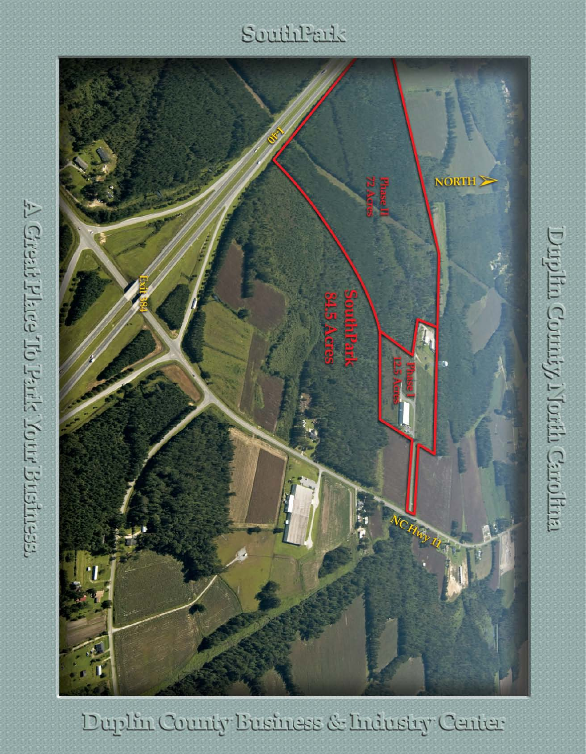# SouthPark

A Great Place To Park Your Business.

Duplin County North Carolina

I-40

Exit 384

NC Hwy 11

NORTH

Phase II
72 Acres

SouthPark
84.5 Acres

Phase I
12.5 Acres

Duplin County Business & Industry Center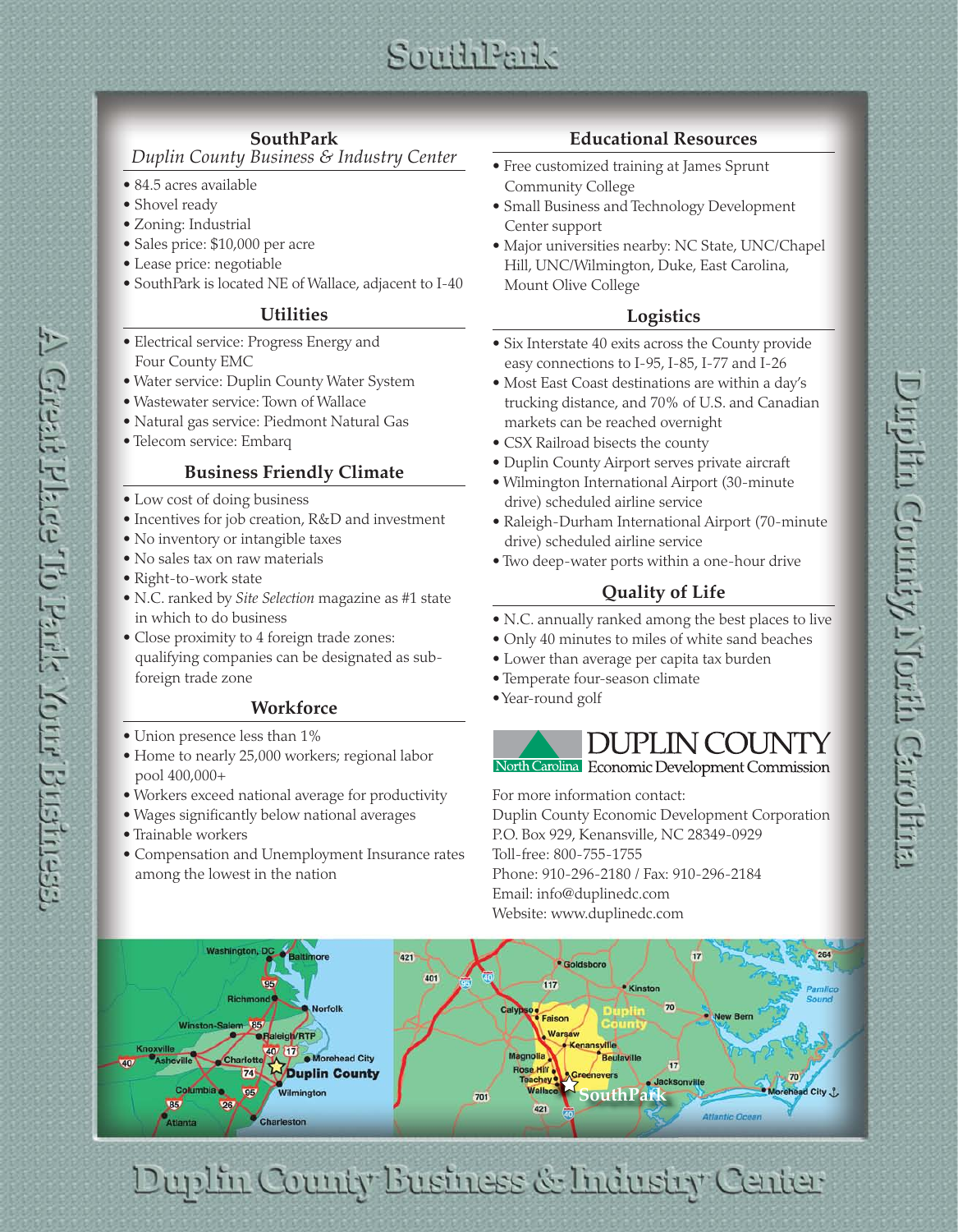# SouthPark

A Great Place To Park Your Business

Duplin County, North Carolina

## SouthPark

*Duplin County Business & Industry Center*

- 84.5 acres available
- Shovel ready
- Zoning: Industrial
- Sales price: $10,000 per acre
- Lease price: negotiable
- SouthPark is located NE of Wallace, adjacent to I-40

### Utilities

- Electrical service: Progress Energy and Four County EMC
- Water service: Duplin County Water System
- Wastewater service: Town of Wallace
- Natural gas service: Piedmont Natural Gas
- Telecom service: Embarq

### Business Friendly Climate

- Low cost of doing business
- Incentives for job creation, R&D and investment
- No inventory or intangible taxes
- No sales tax on raw materials
- Right-to-work state
- N.C. ranked by *Site Selection* magazine as #1 state in which to do business
- Close proximity to 4 foreign trade zones: qualifying companies can be designated as sub-foreign trade zone

### Workforce

- Union presence less than 1%
- Home to nearly 25,000 workers; regional labor pool 400,000+
- Workers exceed national average for productivity
- Wages significantly below national averages
- Trainable workers
- Compensation and Unemployment Insurance rates among the lowest in the nation

### Educational Resources

- Free customized training at James Sprunt Community College
- Small Business and Technology Development Center support
- Major universities nearby: NC State, UNC/Chapel Hill, UNC/Wilmington, Duke, East Carolina, Mount Olive College

### Logistics

- Six Interstate 40 exits across the County provide easy connections to I-95, I-85, I-77 and I-26
- Most East Coast destinations are within a day's trucking distance, and 70% of U.S. and Canadian markets can be reached overnight
- CSX Railroad bisects the county
- Duplin County Airport serves private aircraft
- Wilmington International Airport (30-minute drive) scheduled airline service
- Raleigh-Durham International Airport (70-minute drive) scheduled airline service
- Two deep-water ports within a one-hour drive

### Quality of Life

- N.C. annually ranked among the best places to live
- Only 40 minutes to miles of white sand beaches
- Lower than average per capita tax burden
- Temperate four-season climate
- Year-round golf

DUPLIN COUNTY
North Carolina Economic Development Commission

For more information contact:
Duplin County Economic Development Corporation
P.O. Box 929, Kenansville, NC 28349-0929
Toll-free: 800-755-1755
Phone: 910-296-2180 / Fax: 910-296-2184
Email: info@duplinedc.com
Website: www.duplinedc.com

Washington, DC
Baltimore
Richmond
Norfolk
Winston-Salem
Raleigh/RTP
Knoxville
Asheville
Charlotte
Morehead City
Duplin County
Columbia
Wilmington
Atlanta
Charleston

Goldsboro
Kinston
Calypso
Faison
Duplin County
New Bern
Warsaw
Kenansville
Magnolia
Beulaville
Rose Hill
Teachey
Greenevers
Wallace
SouthPark
Jacksonville
Morehead City
Pamlico Sound
Atlantic Ocean

# Duplin County Business & Industry Center